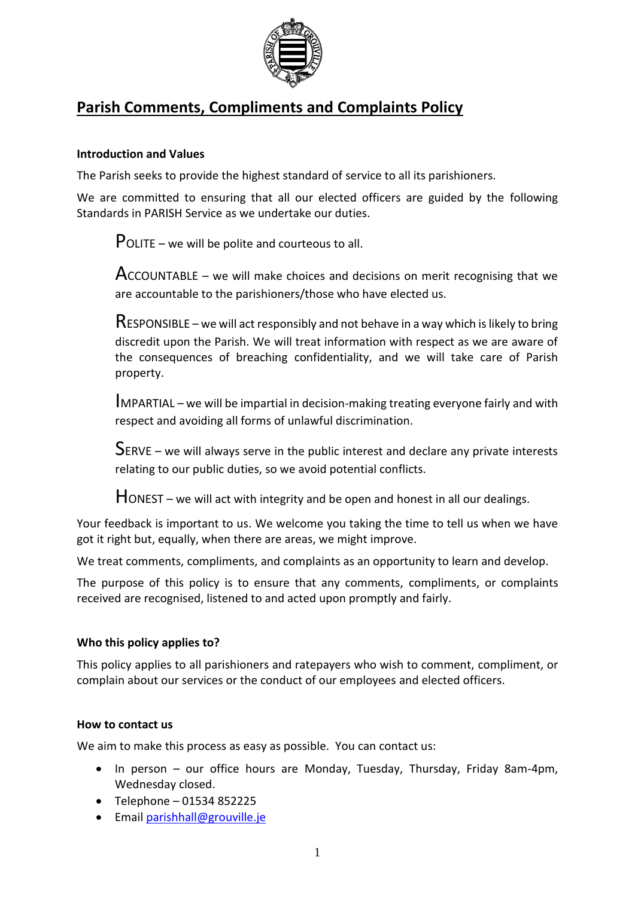# Parish Comments, Compliments and Complaints Policy

**Introduction and Values**

The Parish seeks to provide the highest standard of service to all its parishioners.

We are committed to ensuring that all our elected officers are guided by the following Standards in PARISH Service as we undertake our duties.

POLITE – we will be polite and courteous to all.

ACCOUNTABLE – we will make choices and decisions on merit recognising that we are accountable to the parishioners/those who have elected us.

RESPONSIBLE – we will act responsibly and not behave in a way which is likely to bring discredit upon the Parish. We will treat information with respect as we are aware of the consequences of breaching confidentiality, and we will take care of Parish property.

IMPARTIAL – we will be impartial in decision-making treating everyone fairly and with respect and avoiding all forms of unlawful discrimination.

SERVE – we will always serve in the public interest and declare any private interests relating to our public duties, so we avoid potential conflicts.

HONEST – we will act with integrity and be open and honest in all our dealings.

Your feedback is important to us. We welcome you taking the time to tell us when we have got it right but, equally, when there are areas, we might improve.

We treat comments, compliments, and complaints as an opportunity to learn and develop.

The purpose of this policy is to ensure that any comments, compliments, or complaints received are recognised, listened to and acted upon promptly and fairly.

**Who this policy applies to?**

This policy applies to all parishioners and ratepayers who wish to comment, compliment, or complain about our services or the conduct of our employees and elected officers.

**How to contact us**

We aim to make this process as easy as possible. You can contact us:

- In person – our office hours are Monday, Tuesday, Thursday, Friday 8am-4pm, Wednesday closed.
- Telephone – 01534 852225
- Email parishhall@grouville.je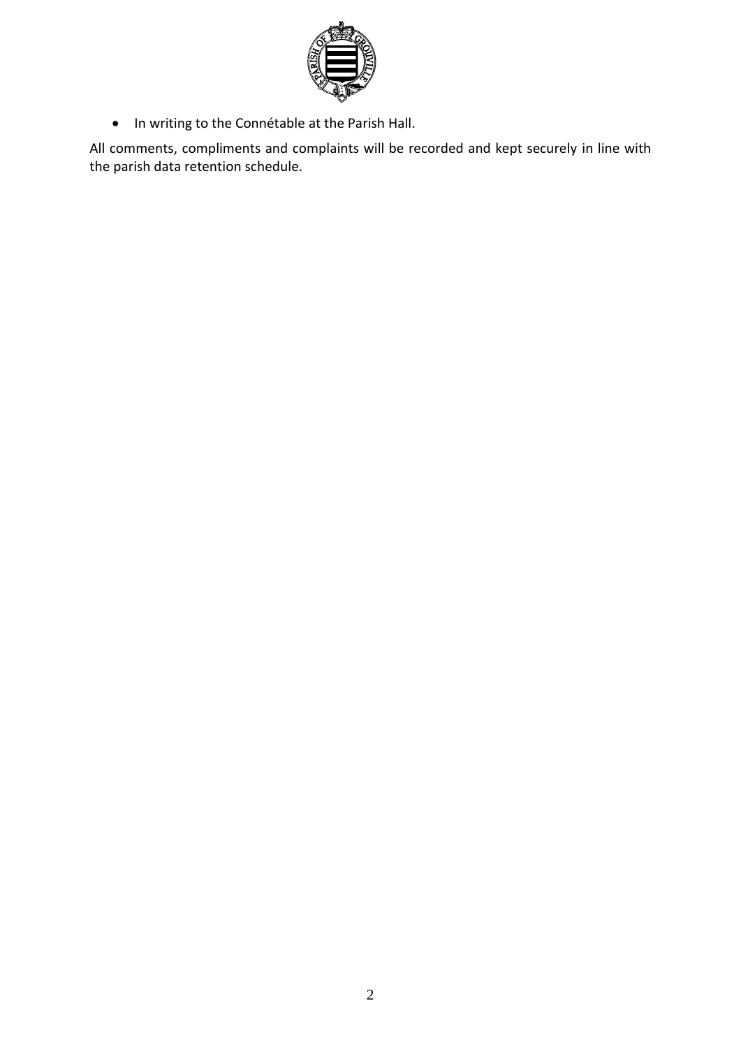- In writing to the Connétable at the Parish Hall.

All comments, compliments and complaints will be recorded and kept securely in line with the parish data retention schedule.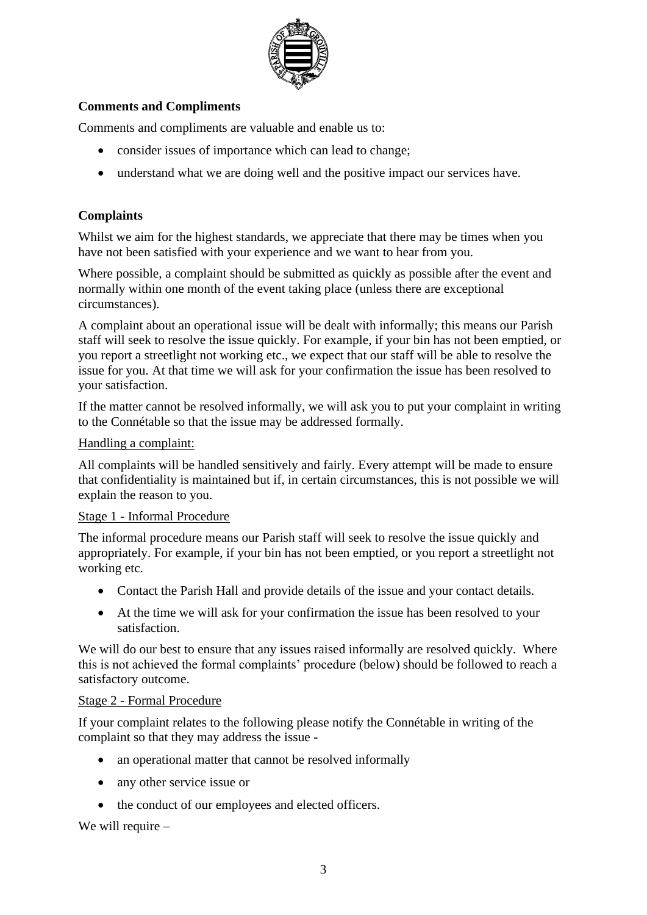**Comments and Compliments**

Comments and compliments are valuable and enable us to:

- consider issues of importance which can lead to change;
- understand what we are doing well and the positive impact our services have.

**Complaints**

Whilst we aim for the highest standards, we appreciate that there may be times when you have not been satisfied with your experience and we want to hear from you.

Where possible, a complaint should be submitted as quickly as possible after the event and normally within one month of the event taking place (unless there are exceptional circumstances).

A complaint about an operational issue will be dealt with informally; this means our Parish staff will seek to resolve the issue quickly. For example, if your bin has not been emptied, or you report a streetlight not working etc., we expect that our staff will be able to resolve the issue for you. At that time we will ask for your confirmation the issue has been resolved to your satisfaction.

If the matter cannot be resolved informally, we will ask you to put your complaint in writing to the Connétable so that the issue may be addressed formally.

<u>Handling a complaint:</u>

All complaints will be handled sensitively and fairly. Every attempt will be made to ensure that confidentiality is maintained but if, in certain circumstances, this is not possible we will explain the reason to you.

<u>Stage 1 - Informal Procedure</u>

The informal procedure means our Parish staff will seek to resolve the issue quickly and appropriately. For example, if your bin has not been emptied, or you report a streetlight not working etc.

- Contact the Parish Hall and provide details of the issue and your contact details.
- At the time we will ask for your confirmation the issue has been resolved to your satisfaction.

We will do our best to ensure that any issues raised informally are resolved quickly. Where this is not achieved the formal complaints' procedure (below) should be followed to reach a satisfactory outcome.

<u>Stage 2 - Formal Procedure</u>

If your complaint relates to the following please notify the Connétable in writing of the complaint so that they may address the issue -

- an operational matter that cannot be resolved informally
- any other service issue or
- the conduct of our employees and elected officers.

We will require –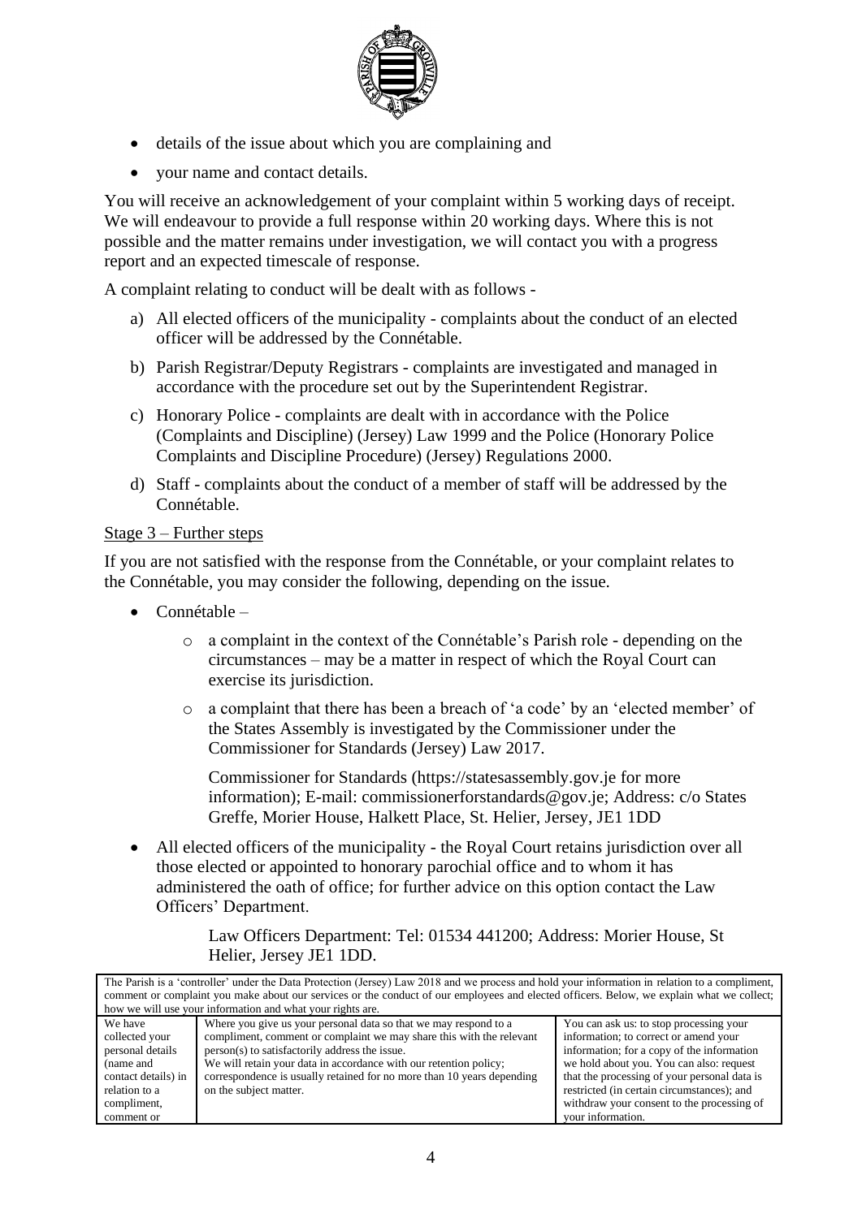- details of the issue about which you are complaining and
- your name and contact details.

You will receive an acknowledgement of your complaint within 5 working days of receipt. We will endeavour to provide a full response within 20 working days. Where this is not possible and the matter remains under investigation, we will contact you with a progress report and an expected timescale of response.

A complaint relating to conduct will be dealt with as follows -

a) All elected officers of the municipality - complaints about the conduct of an elected officer will be addressed by the Connétable.

b) Parish Registrar/Deputy Registrars - complaints are investigated and managed in accordance with the procedure set out by the Superintendent Registrar.

c) Honorary Police - complaints are dealt with in accordance with the Police (Complaints and Discipline) (Jersey) Law 1999 and the Police (Honorary Police Complaints and Discipline Procedure) (Jersey) Regulations 2000.

d) Staff - complaints about the conduct of a member of staff will be addressed by the Connétable.

<u>Stage 3 – Further steps</u>

If you are not satisfied with the response from the Connétable, or your complaint relates to the Connétable, you may consider the following, depending on the issue.

- Connétable –
  - a complaint in the context of the Connétable's Parish role - depending on the circumstances – may be a matter in respect of which the Royal Court can exercise its jurisdiction.
  - a complaint that there has been a breach of 'a code' by an 'elected member' of the States Assembly is investigated by the Commissioner under the Commissioner for Standards (Jersey) Law 2017.

    Commissioner for Standards (https://statesassembly.gov.je for more information); E-mail: commissionerforstandards@gov.je; Address: c/o States Greffe, Morier House, Halkett Place, St. Helier, Jersey, JE1 1DD

- All elected officers of the municipality - the Royal Court retains jurisdiction over all those elected or appointed to honorary parochial office and to whom it has administered the oath of office; for further advice on this option contact the Law Officers' Department.

  Law Officers Department: Tel: 01534 441200; Address: Morier House, St Helier, Jersey JE1 1DD.

| The Parish is a 'controller' under the Data Protection (Jersey) Law 2018 and we process and hold your information in relation to a compliment, comment or complaint you make about our services or the conduct of our employees and elected officers. Below, we explain what we collect; how we will use your information and what your rights are. | | |
|---|---|---|
| We have collected your personal details (name and contact details) in relation to a compliment, comment or | Where you give us your personal data so that we may respond to a compliment, comment or complaint we may share this with the relevant person(s) to satisfactorily address the issue.<br>We will retain your data in accordance with our retention policy; correspondence is usually retained for no more than 10 years depending on the subject matter. | You can ask us: to stop processing your information; to correct or amend your information; for a copy of the information we hold about you. You can also: request that the processing of your personal data is restricted (in certain circumstances); and withdraw your consent to the processing of your information. |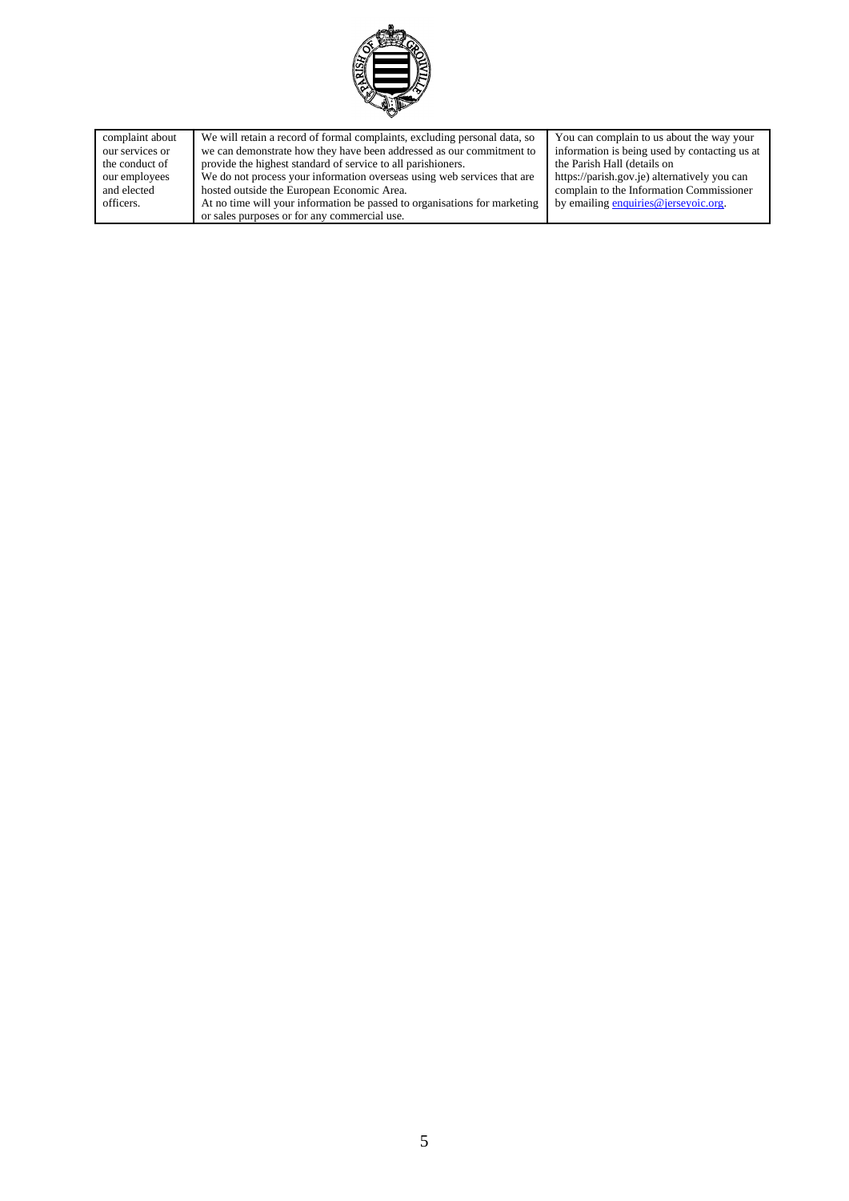| | | |
|---|---|---|
| complaint about our services or the conduct of our employees and elected officers. | We will retain a record of formal complaints, excluding personal data, so we can demonstrate how they have been addressed as our commitment to provide the highest standard of service to all parishioners.<br>We do not process your information overseas using web services that are hosted outside the European Economic Area.<br>At no time will your information be passed to organisations for marketing or sales purposes or for any commercial use. | You can complain to us about the way your information is being used by contacting us at the Parish Hall (details on https://parish.gov.je) alternatively you can complain to the Information Commissioner by emailing enquiries@jerseyoic.org. |